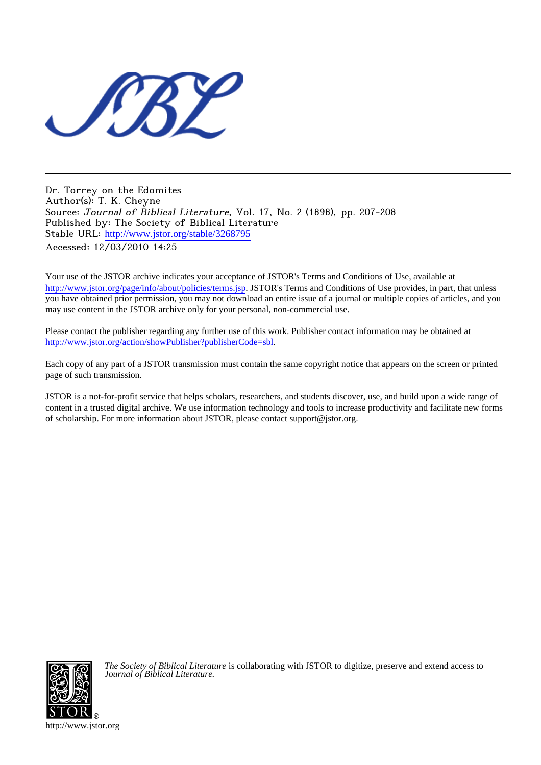Dr. Torrey on the Edomites
Author(s): T. K. Cheyne
Source: *Journal of Biblical Literature*, Vol. 17, No. 2 (1898), pp. 207-208
Published by: The Society of Biblical Literature
Stable URL: http://www.jstor.org/stable/3268795
Accessed: 12/03/2010 14:25

Your use of the JSTOR archive indicates your acceptance of JSTOR's Terms and Conditions of Use, available at http://www.jstor.org/page/info/about/policies/terms.jsp. JSTOR's Terms and Conditions of Use provides, in part, that unless you have obtained prior permission, you may not download an entire issue of a journal or multiple copies of articles, and you may use content in the JSTOR archive only for your personal, non-commercial use.

Please contact the publisher regarding any further use of this work. Publisher contact information may be obtained at http://www.jstor.org/action/showPublisher?publisherCode=sbl.

Each copy of any part of a JSTOR transmission must contain the same copyright notice that appears on the screen or printed page of such transmission.

JSTOR is a not-for-profit service that helps scholars, researchers, and students discover, use, and build upon a wide range of content in a trusted digital archive. We use information technology and tools to increase productivity and facilitate new forms of scholarship. For more information about JSTOR, please contact support@jstor.org.

*The Society of Biblical Literature* is collaborating with JSTOR to digitize, preserve and extend access to *Journal of Biblical Literature.*

http://www.jstor.org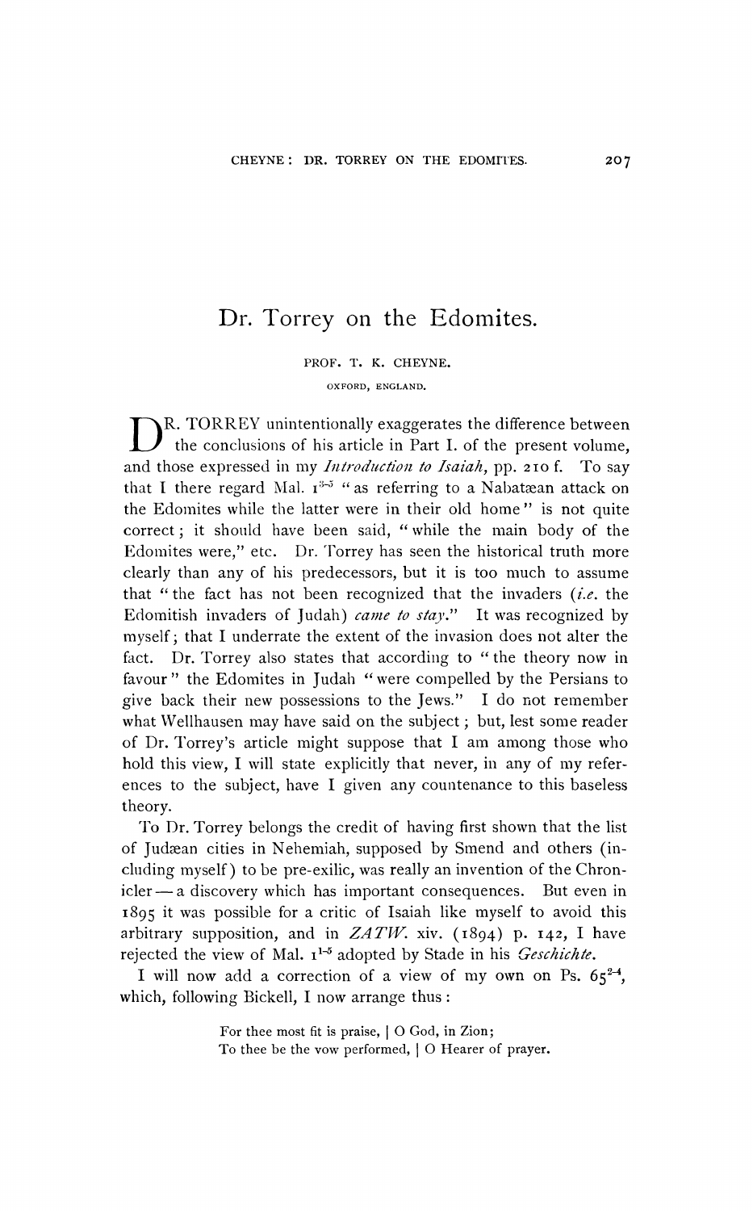# Dr. Torrey on the Edomites.

PROF. T. K. CHEYNE.

OXFORD, ENGLAND.

DR. TORREY unintentionally exaggerates the difference between the conclusions of his article in Part I. of the present volume, and those expressed in my *Introduction to Isaiah*, pp. 210 f. To say that I there regard Mal. $1^{3-5}$ "as referring to a Nabatæan attack on the Edomites while the latter were in their old home" is not quite correct; it should have been said, "while the main body of the Edomites were," etc. Dr. Torrey has seen the historical truth more clearly than any of his predecessors, but it is too much to assume that "the fact has not been recognized that the invaders (*i.e.* the Edomitish invaders of Judah) *came to stay*." It was recognized by myself; that I underrate the extent of the invasion does not alter the fact. Dr. Torrey also states that according to "the theory now in favour" the Edomites in Judah "were compelled by the Persians to give back their new possessions to the Jews." I do not remember what Wellhausen may have said on the subject; but, lest some reader of Dr. Torrey's article might suppose that I am among those who hold this view, I will state explicitly that never, in any of my references to the subject, have I given any countenance to this baseless theory.

To Dr. Torrey belongs the credit of having first shown that the list of Judæan cities in Nehemiah, supposed by Smend and others (including myself) to be pre-exilic, was really an invention of the Chronicler — a discovery which has important consequences. But even in 1895 it was possible for a critic of Isaiah like myself to avoid this arbitrary supposition, and in *ZATW.* xiv. (1894) p. 142, I have rejected the view of Mal. $1^{1-5}$ adopted by Stade in his *Geschichte*.

I will now add a correction of a view of my own on Ps. $65^{2-4}$, which, following Bickell, I now arrange thus:

> For thee most fit is praise, | O God, in Zion;
> To thee be the vow performed, | O Hearer of prayer.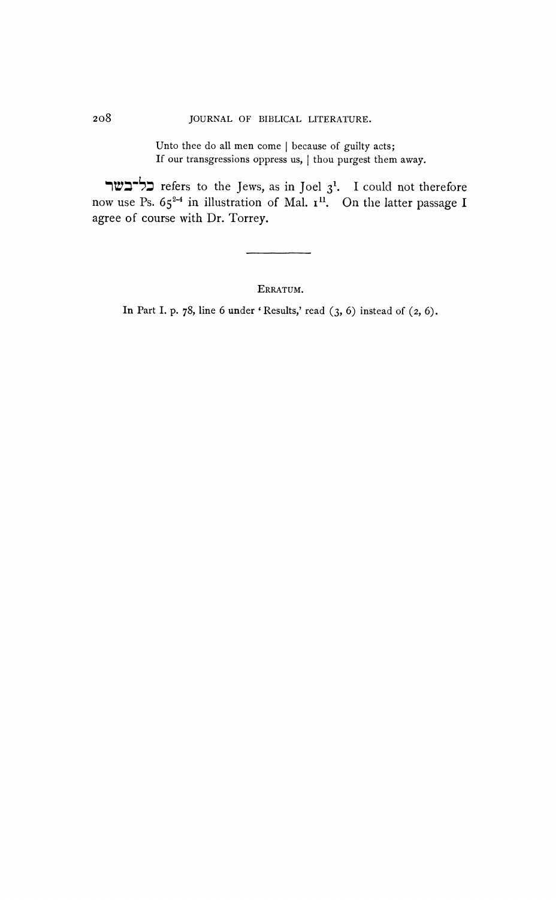Unto thee do all men come | because of guilty acts;
If our transgressions oppress us, | thou purgest them away.

כל־בשר refers to the Jews, as in Joel $3^1$. I could not therefore now use Ps. $65^{2-4}$ in illustration of Mal. $1^{11}$. On the latter passage I agree of course with Dr. Torrey.

---

## Erratum.

In Part I. p. 78, line 6 under 'Results,' read (3, 6) instead of (2, 6).